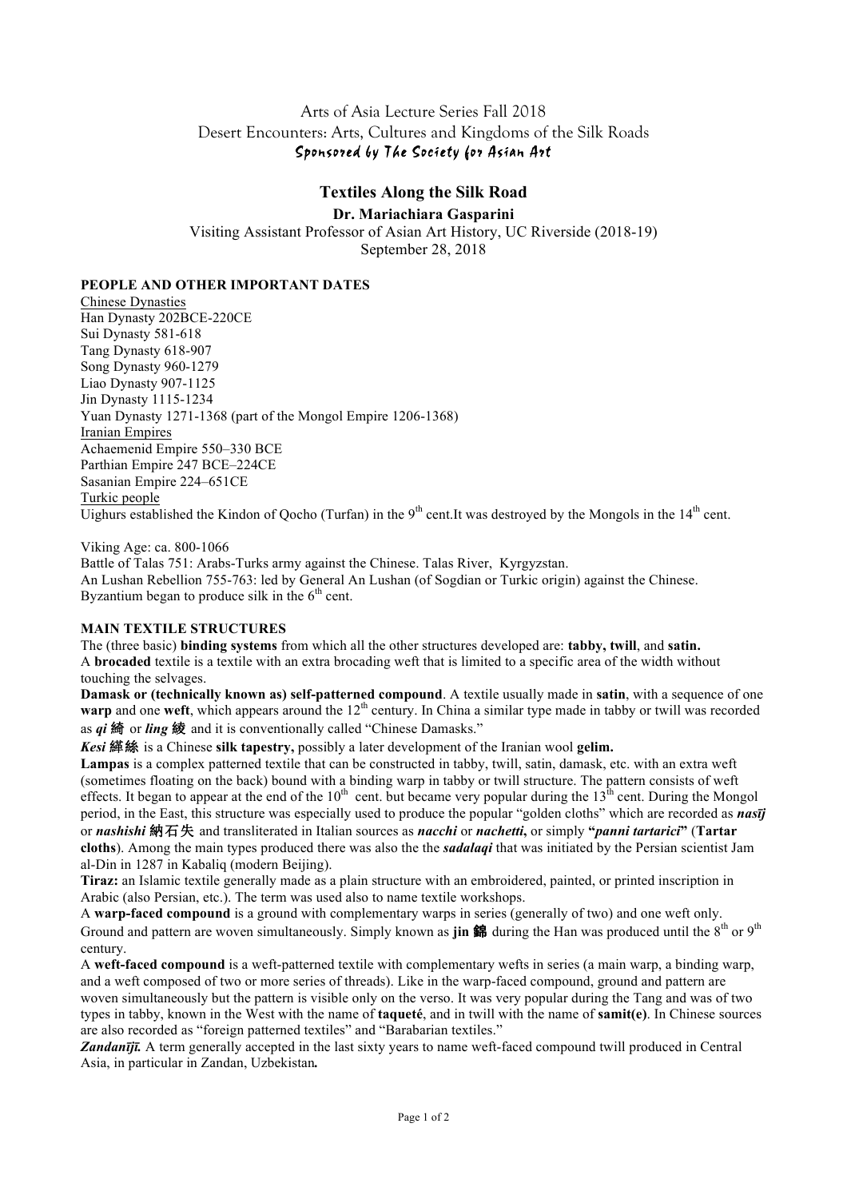Arts of Asia Lecture Series Fall 2018

Desert Encounters: Arts, Cultures and Kingdoms of the Silk Roads

Sponsored by The Society for Asian Art

# Textiles Along the Silk Road

**Dr. Mariachiara Gasparini**

Visiting Assistant Professor of Asian Art History, UC Riverside (2018-19)

September 28, 2018

## PEOPLE AND OTHER IMPORTANT DATES

Chinese Dynasties

Han Dynasty 202BCE-220CE
Sui Dynasty 581-618
Tang Dynasty 618-907
Song Dynasty 960-1279
Liao Dynasty 907-1125
Jin Dynasty 1115-1234
Yuan Dynasty 1271-1368 (part of the Mongol Empire 1206-1368)

Iranian Empires

Achaemenid Empire 550–330 BCE
Parthian Empire 247 BCE–224CE
Sasanian Empire 224–651CE

Turkic people

Uighurs established the Kindon of Qocho (Turfan) in the 9th cent.It was destroyed by the Mongols in the 14th cent.

Viking Age: ca. 800-1066
Battle of Talas 751: Arabs-Turks army against the Chinese. Talas River, Kyrgyzstan.
An Lushan Rebellion 755-763: led by General An Lushan (of Sogdian or Turkic origin) against the Chinese.
Byzantium began to produce silk in the 6th cent.

## MAIN TEXTILE STRUCTURES

The (three basic) **binding systems** from which all the other structures developed are: **tabby, twill**, and **satin.**

A **brocaded** textile is a textile with an extra brocading weft that is limited to a specific area of the width without touching the selvages.

**Damask or (technically known as) self-patterned compound**. A textile usually made in **satin**, with a sequence of one **warp** and one **weft**, which appears around the 12th century. In China a similar type made in tabby or twill was recorded as ***qi* 綺** or ***ling* 綾** and it is conventionally called "Chinese Damasks."

***Kesi* 緙絲** is a Chinese **silk tapestry,** possibly a later development of the Iranian wool **gelim.**

**Lampas** is a complex patterned textile that can be constructed in tabby, twill, satin, damask, etc. with an extra weft (sometimes floating on the back) bound with a binding warp in tabby or twill structure. The pattern consists of weft effects. It began to appear at the end of the 10th cent. but became very popular during the 13th cent. During the Mongol period, in the East, this structure was especially used to produce the popular "golden cloths" which are recorded as ***nasīj*** or ***nashishi* 納石失** and transliterated in Italian sources as ***nacchi*** or ***nachetti*,** or simply **"*panni tartarici*"** (**Tartar cloths**). Among the main types produced there was also the the ***sadalaqi*** that was initiated by the Persian scientist Jam al-Din in 1287 in Kabaliq (modern Beijing).

**Tiraz:** an Islamic textile generally made as a plain structure with an embroidered, painted, or printed inscription in Arabic (also Persian, etc.). The term was used also to name textile workshops.

A **warp-faced compound** is a ground with complementary warps in series (generally of two) and one weft only. Ground and pattern are woven simultaneously. Simply known as **jin 錦** during the Han was produced until the 8th or 9th century.

A **weft-faced compound** is a weft-patterned textile with complementary wefts in series (a main warp, a binding warp, and a weft composed of two or more series of threads). Like in the warp-faced compound, ground and pattern are woven simultaneously but the pattern is visible only on the verso. It was very popular during the Tang and was of two types in tabby, known in the West with the name of **taqueté**, and in twill with the name of **samit(e)**. In Chinese sources are also recorded as "foreign patterned textiles" and "Barabarian textiles."

***Zandanījī.*** A term generally accepted in the last sixty years to name weft-faced compound twill produced in Central Asia, in particular in Zandan, Uzbekistan***.***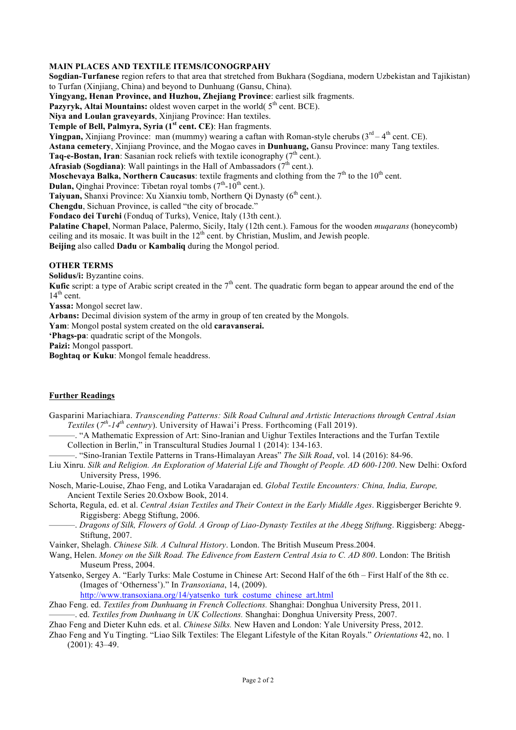## MAIN PLACES AND TEXTILE ITEMS/ICONOGRPAHY

**Sogdian-Turfanese** region refers to that area that stretched from Bukhara (Sogdiana, modern Uzbekistan and Tajikistan) to Turfan (Xinjiang, China) and beyond to Dunhuang (Gansu, China).

**Yingyang, Henan Province, and Huzhou, Zhejiang Province**: earliest silk fragments.

**Pazyryk, Altai Mountains:** oldest woven carpet in the world( 5th cent. BCE).

**Niya and Loulan graveyards**, Xinjiang Province: Han textiles.

**Temple of Bell, Palmyra, Syria (1st cent. CE)**: Han fragments.

**Yingpan,** Xinjiang Province: man (mummy) wearing a caftan with Roman-style cherubs (3rd – 4th cent. CE).

**Astana cemetery**, Xinjiang Province, and the Mogao caves in **Dunhuang,** Gansu Province: many Tang textiles.

**Taq-e-Bostan, Iran**: Sasanian rock reliefs with textile iconography (7th cent.).

**Afrasiab (Sogdiana)**: Wall paintings in the Hall of Ambassadors (7th cent.).

**Moschevaya Balka, Northern Caucasus**: textile fragments and clothing from the 7th to the 10th cent.

**Dulan,** Qinghai Province: Tibetan royal tombs (7th-10th cent.).

**Taiyuan,** Shanxi Province: Xu Xianxiu tomb, Northern Qi Dynasty (6th cent.).

**Chengdu**, Sichuan Province, is called "the city of brocade."

**Fondaco dei Turchi** (Fonduq of Turks), Venice, Italy (13th cent.).

**Palatine Chapel**, Norman Palace, Palermo, Sicily, Italy (12th cent.). Famous for the wooden *muqarans* (honeycomb) ceiling and its mosaic. It was built in the 12th cent. by Christian, Muslim, and Jewish people.

**Beijing** also called **Dadu** or **Kambaliq** during the Mongol period.

## OTHER TERMS

**Solidus/i:** Byzantine coins.

**Kufic** script: a type of Arabic script created in the 7th cent. The quadratic form began to appear around the end of the 14th cent.

**Yassa:** Mongol secret law.

**Arbans:** Decimal division system of the army in group of ten created by the Mongols.

**Yam**: Mongol postal system created on the old **caravanserai.**

**'Phags-pa**: quadratic script of the Mongols.

**Paizi:** Mongol passport.

**Boghtaq or Kuku**: Mongol female headdress.

## Further Readings

Gasparini Mariachiara. *Transcending Patterns: Silk Road Cultural and Artistic Interactions through Central Asian Textiles* (*7th-14th century*). University of Hawai'i Press. Forthcoming (Fall 2019).

———. "A Mathematic Expression of Art: Sino-Iranian and Uighur Textiles Interactions and the Turfan Textile Collection in Berlin," in Transcultural Studies Journal 1 (2014): 134-163.

———. "Sino-Iranian Textile Patterns in Trans-Himalayan Areas" *The Silk Road*, vol. 14 (2016): 84-96.

Liu Xinru. *Silk and Religion. An Exploration of Material Life and Thought of People. AD 600-1200*. New Delhi: Oxford University Press, 1996.

Nosch, Marie-Louise, Zhao Feng, and Lotika Varadarajan ed. *Global Textile Encounters: China, India, Europe,* Ancient Textile Series 20.Oxbow Book, 2014.

Schorta, Regula, ed. et al. *Central Asian Textiles and Their Context in the Early Middle Ages*. Riggisberger Berichte 9. Riggisberg: Abegg Stiftung, 2006.

———. *Dragons of Silk, Flowers of Gold. A Group of Liao-Dynasty Textiles at the Abegg Stiftung*. Riggisberg: Abegg-Stiftung, 2007.

Vainker, Shelagh. *Chinese Silk. A Cultural History*. London. The British Museum Press.2004.

Wang, Helen. *Money on the Silk Road. The Edivence from Eastern Central Asia to C. AD 800*. London: The British Museum Press, 2004.

Yatsenko, Sergey A. "Early Turks: Male Costume in Chinese Art: Second Half of the 6th – First Half of the 8th cc. (Images of 'Otherness')." In *Transoxiana*, 14, (2009). http://www.transoxiana.org/14/yatsenko_turk_costume_chinese_art.html

Zhao Feng. ed. *Textiles from Dunhuang in French Collections.* Shanghai: Donghua University Press, 2011.

———. ed. *Textiles from Dunhuang in UK Collections.* Shanghai: Donghua University Press, 2007.

Zhao Feng and Dieter Kuhn eds. et al. *Chinese Silks.* New Haven and London: Yale University Press, 2012.

Zhao Feng and Yu Tingting. "Liao Silk Textiles: The Elegant Lifestyle of the Kitan Royals." *Orientations* 42, no. 1 (2001): 43–49.